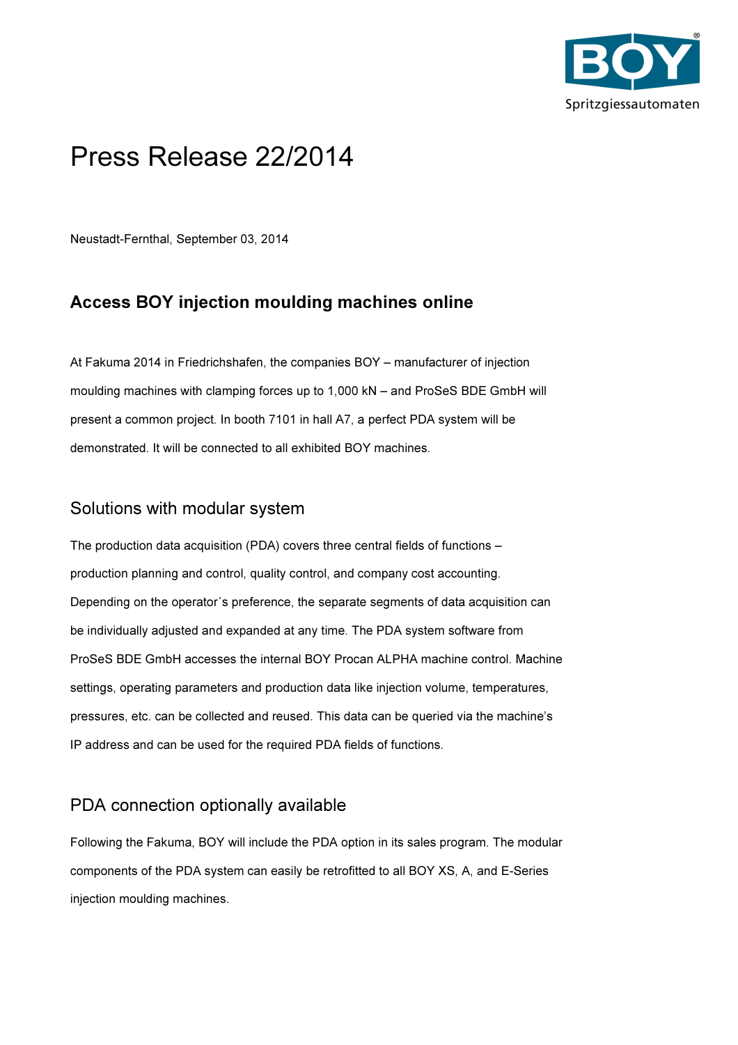# Press Release 22/2014

Neustadt-Fernthal, September 03, 2014

## Access BOY injection moulding machines online

At Fakuma 2014 in Friedrichshafen, the companies BOY – manufacturer of injection moulding machines with clamping forces up to 1,000 kN – and ProSeS BDE GmbH will present a common project. In booth 7101 in hall A7, a perfect PDA system will be demonstrated. It will be connected to all exhibited BOY machines.

## Solutions with modular system

The production data acquisition (PDA) covers three central fields of functions – production planning and control, quality control, and company cost accounting. Depending on the operator´s preference, the separate segments of data acquisition can be individually adjusted and expanded at any time. The PDA system software from ProSeS BDE GmbH accesses the internal BOY Procan ALPHA machine control. Machine settings, operating parameters and production data like injection volume, temperatures, pressures, etc. can be collected and reused. This data can be queried via the machine's IP address and can be used for the required PDA fields of functions.

## PDA connection optionally available

Following the Fakuma, BOY will include the PDA option in its sales program. The modular components of the PDA system can easily be retrofitted to all BOY XS, A, and E-Series injection moulding machines.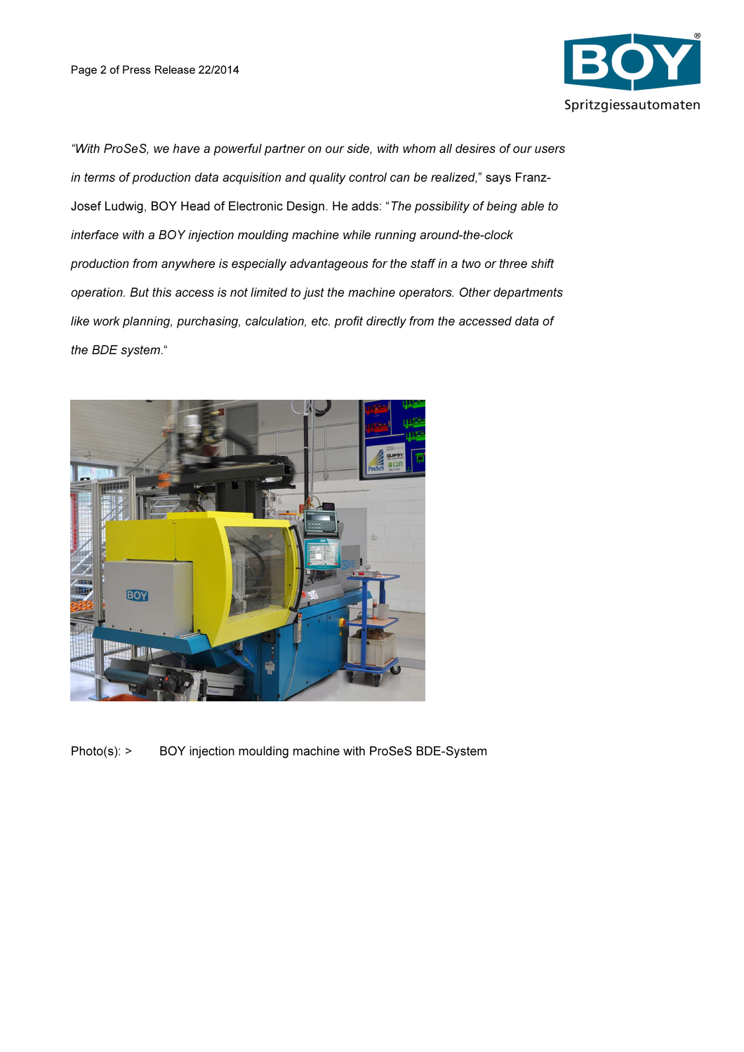*"With ProSeS, we have a powerful partner on our side, with whom all desires of our users in terms of production data acquisition and quality control can be realized*," says Franz-Josef Ludwig, BOY Head of Electronic Design. He adds: "*The possibility of being able to interface with a BOY injection moulding machine while running around-the-clock production from anywhere is especially advantageous for the staff in a two or three shift operation. But this access is not limited to just the machine operators. Other departments like work planning, purchasing, calculation, etc. profit directly from the accessed data of the BDE system*."

Photo(s): > BOY injection moulding machine with ProSeS BDE-System